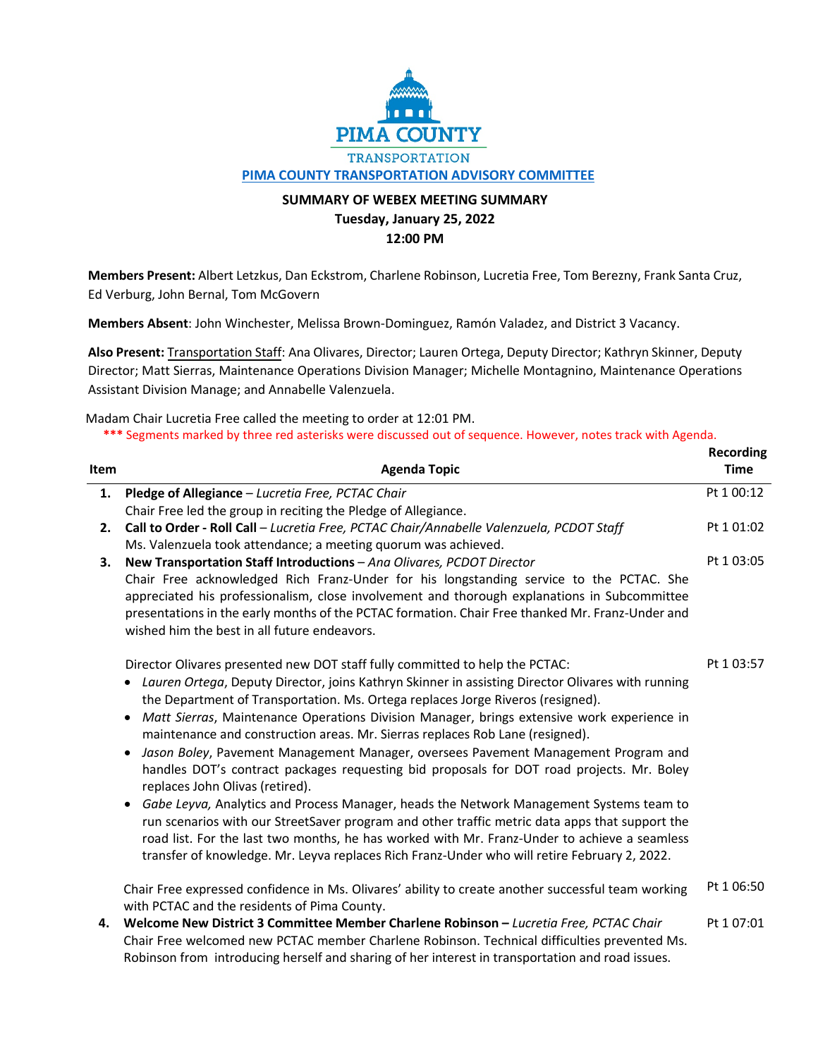PIMA COUNTY

TRANSPORTATION

**PIMA COUNTY TRANSPORTATION ADVISORY COMMITTEE**

**SUMMARY OF WEBEX MEETING SUMMARY**
**Tuesday, January 25, 2022**
**12:00 PM**

**Members Present:** Albert Letzkus, Dan Eckstrom, Charlene Robinson, Lucretia Free, Tom Berezny, Frank Santa Cruz, Ed Verburg, John Bernal, Tom McGovern

**Members Absent**: John Winchester, Melissa Brown-Dominguez, Ramón Valadez, and District 3 Vacancy.

**Also Present:** Transportation Staff: Ana Olivares, Director; Lauren Ortega, Deputy Director; Kathryn Skinner, Deputy Director; Matt Sierras, Maintenance Operations Division Manager; Michelle Montagnino, Maintenance Operations Assistant Division Manage; and Annabelle Valenzuela.

Madam Chair Lucretia Free called the meeting to order at 12:01 PM.

*** Segments marked by three red asterisks were discussed out of sequence. However, notes track with Agenda.

| Item | Agenda Topic | Recording Time |
|---|---|---|
| 1. | **Pledge of Allegiance** – *Lucretia Free, PCTAC Chair*<br>Chair Free led the group in reciting the Pledge of Allegiance. | Pt 1 00:12 |
| 2. | **Call to Order - Roll Call** – *Lucretia Free, PCTAC Chair/Annabelle Valenzuela, PCDOT Staff*<br>Ms. Valenzuela took attendance; a meeting quorum was achieved. | Pt 1 01:02 |
| 3. | **New Transportation Staff Introductions** – *Ana Olivares, PCDOT Director*<br>Chair Free acknowledged Rich Franz-Under for his longstanding service to the PCTAC. She appreciated his professionalism, close involvement and thorough explanations in Subcommittee presentations in the early months of the PCTAC formation. Chair Free thanked Mr. Franz-Under and wished him the best in all future endeavors. | Pt 1 03:05 |
| | Director Olivares presented new DOT staff fully committed to help the PCTAC:<br>• *Lauren Ortega*, Deputy Director, joins Kathryn Skinner in assisting Director Olivares with running the Department of Transportation. Ms. Ortega replaces Jorge Riveros (resigned).<br>• *Matt Sierras*, Maintenance Operations Division Manager, brings extensive work experience in maintenance and construction areas. Mr. Sierras replaces Rob Lane (resigned).<br>• *Jason Boley*, Pavement Management Manager, oversees Pavement Management Program and handles DOT's contract packages requesting bid proposals for DOT road projects. Mr. Boley replaces John Olivas (retired).<br>• *Gabe Leyva,* Analytics and Process Manager, heads the Network Management Systems team to run scenarios with our StreetSaver program and other traffic metric data apps that support the road list. For the last two months, he has worked with Mr. Franz-Under to achieve a seamless transfer of knowledge. Mr. Leyva replaces Rich Franz-Under who will retire February 2, 2022. | Pt 1 03:57 |
| | Chair Free expressed confidence in Ms. Olivares' ability to create another successful team working with PCTAC and the residents of Pima County. | Pt 1 06:50 |
| 4. | **Welcome New District 3 Committee Member Charlene Robinson –** *Lucretia Free, PCTAC Chair*<br>Chair Free welcomed new PCTAC member Charlene Robinson. Technical difficulties prevented Ms. Robinson from introducing herself and sharing of her interest in transportation and road issues. | Pt 1 07:01 |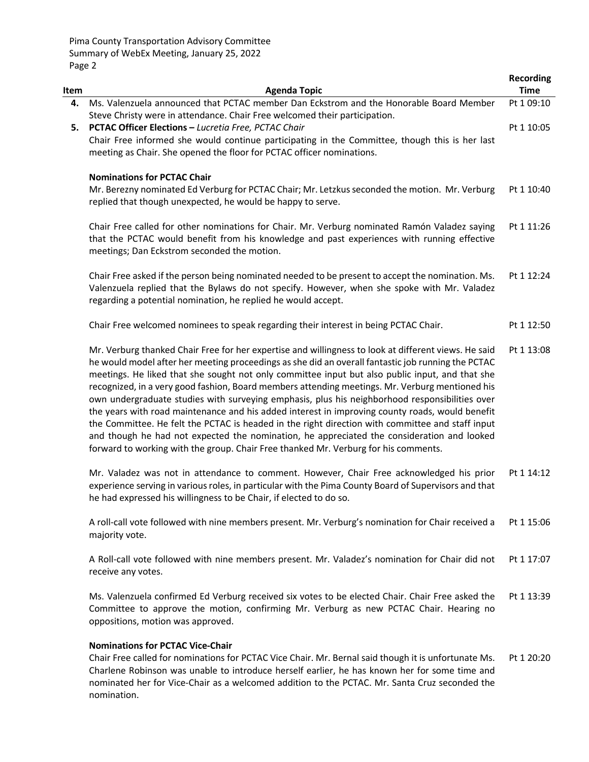| Item | Agenda Topic | Recording Time |
|---|---|---|
| 4. | Ms. Valenzuela announced that PCTAC member Dan Eckstrom and the Honorable Board Member Steve Christy were in attendance. Chair Free welcomed their participation. | Pt 1 09:10 |
| 5. | **PCTAC Officer Elections –** *Lucretia Free, PCTAC Chair* Chair Free informed she would continue participating in the Committee, though this is her last meeting as Chair. She opened the floor for PCTAC officer nominations. | Pt 1 10:05 |
| | **Nominations for PCTAC Chair** | |
| | Mr. Berezny nominated Ed Verburg for PCTAC Chair; Mr. Letzkus seconded the motion. Mr. Verburg replied that though unexpected, he would be happy to serve. | Pt 1 10:40 |
| | Chair Free called for other nominations for Chair. Mr. Verburg nominated Ramón Valadez saying that the PCTAC would benefit from his knowledge and past experiences with running effective meetings; Dan Eckstrom seconded the motion. | Pt 1 11:26 |
| | Chair Free asked if the person being nominated needed to be present to accept the nomination. Ms. Valenzuela replied that the Bylaws do not specify. However, when she spoke with Mr. Valadez regarding a potential nomination, he replied he would accept. | Pt 1 12:24 |
| | Chair Free welcomed nominees to speak regarding their interest in being PCTAC Chair. | Pt 1 12:50 |
| | Mr. Verburg thanked Chair Free for her expertise and willingness to look at different views. He said he would model after her meeting proceedings as she did an overall fantastic job running the PCTAC meetings. He liked that she sought not only committee input but also public input, and that she recognized, in a very good fashion, Board members attending meetings. Mr. Verburg mentioned his own undergraduate studies with surveying emphasis, plus his neighborhood responsibilities over the years with road maintenance and his added interest in improving county roads, would benefit the Committee. He felt the PCTAC is headed in the right direction with committee and staff input and though he had not expected the nomination, he appreciated the consideration and looked forward to working with the group. Chair Free thanked Mr. Verburg for his comments. | Pt 1 13:08 |
| | Mr. Valadez was not in attendance to comment. However, Chair Free acknowledged his prior experience serving in various roles, in particular with the Pima County Board of Supervisors and that he had expressed his willingness to be Chair, if elected to do so. | Pt 1 14:12 |
| | A roll-call vote followed with nine members present. Mr. Verburg's nomination for Chair received a majority vote. | Pt 1 15:06 |
| | A Roll-call vote followed with nine members present. Mr. Valadez's nomination for Chair did not receive any votes. | Pt 1 17:07 |
| | Ms. Valenzuela confirmed Ed Verburg received six votes to be elected Chair. Chair Free asked the Committee to approve the motion, confirming Mr. Verburg as new PCTAC Chair. Hearing no oppositions, motion was approved. | Pt 1 13:39 |
| | **Nominations for PCTAC Vice-Chair** | |
| | Chair Free called for nominations for PCTAC Vice Chair. Mr. Bernal said though it is unfortunate Ms. Charlene Robinson was unable to introduce herself earlier, he has known her for some time and nominated her for Vice-Chair as a welcomed addition to the PCTAC. Mr. Santa Cruz seconded the nomination. | Pt 1 20:20 |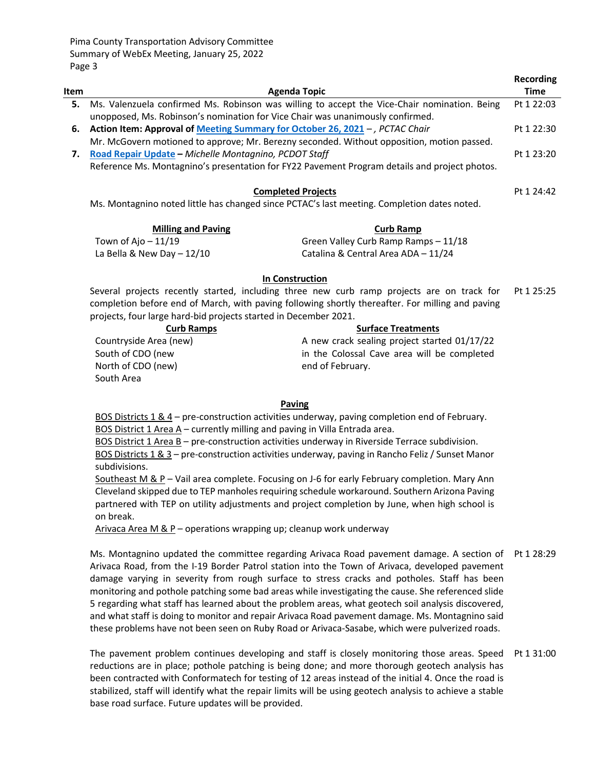| Item | Agenda Topic | Recording Time |
|---|---|---|
| **5.** | Ms. Valenzuela confirmed Ms. Robinson was willing to accept the Vice-Chair nomination. Being unopposed, Ms. Robinson's nomination for Vice Chair was unanimously confirmed. | Pt 1 22:03 |
| **6.** | **Action Item: Approval of Meeting Summary for October 26, 2021** – *, PCTAC Chair*<br>Mr. McGovern motioned to approve; Mr. Berezny seconded. Without opposition, motion passed. | Pt 1 22:30 |
| **7.** | **Road Repair Update –** *Michelle Montagnino, PCDOT Staff*<br>Reference Ms. Montagnino's presentation for FY22 Pavement Program details and project photos. | Pt 1 23:20 |

**Completed Projects** — Pt 1 24:42

Ms. Montagnino noted little has changed since PCTAC's last meeting. Completion dates noted.

**Milling and Paving**

Town of Ajo – 11/19
La Bella & New Day – 12/10

**Curb Ramp**

Green Valley Curb Ramp Ramps – 11/18
Catalina & Central Area ADA – 11/24

**In Construction** — Pt 1 25:25

Several projects recently started, including three new curb ramp projects are on track for completion before end of March, with paving following shortly thereafter. For milling and paving projects, four large hard-bid projects started in December 2021.

**Curb Ramps**

Countryside Area (new)
South of CDO (new
North of CDO (new)
South Area

**Surface Treatments**

A new crack sealing project started 01/17/22 in the Colossal Cave area will be completed end of February.

**Paving**

BOS Districts 1 & 4 – pre-construction activities underway, paving completion end of February.
BOS District 1 Area A – currently milling and paving in Villa Entrada area.
BOS District 1 Area B – pre-construction activities underway in Riverside Terrace subdivision.
BOS Districts 1 & 3 – pre-construction activities underway, paving in Rancho Feliz / Sunset Manor subdivisions.
Southeast M & P – Vail area complete. Focusing on J-6 for early February completion. Mary Ann Cleveland skipped due to TEP manholes requiring schedule workaround. Southern Arizona Paving partnered with TEP on utility adjustments and project completion by June, when high school is on break.
Arivaca Area M & P – operations wrapping up; cleanup work underway

Ms. Montagnino updated the committee regarding Arivaca Road pavement damage. A section of Arivaca Road, from the I-19 Border Patrol station into the Town of Arivaca, developed pavement damage varying in severity from rough surface to stress cracks and potholes. Staff has been monitoring and pothole patching some bad areas while investigating the cause. She referenced slide 5 regarding what staff has learned about the problem areas, what geotech soil analysis discovered, and what staff is doing to monitor and repair Arivaca Road pavement damage. Ms. Montagnino said these problems have not been seen on Ruby Road or Arivaca-Sasabe, which were pulverized roads. — Pt 1 28:29

The pavement problem continues developing and staff is closely monitoring those areas. Speed reductions are in place; pothole patching is being done; and more thorough geotech analysis has been contracted with Conformatech for testing of 12 areas instead of the initial 4. Once the road is stabilized, staff will identify what the repair limits will be using geotech analysis to achieve a stable base road surface. Future updates will be provided. — Pt 1 31:00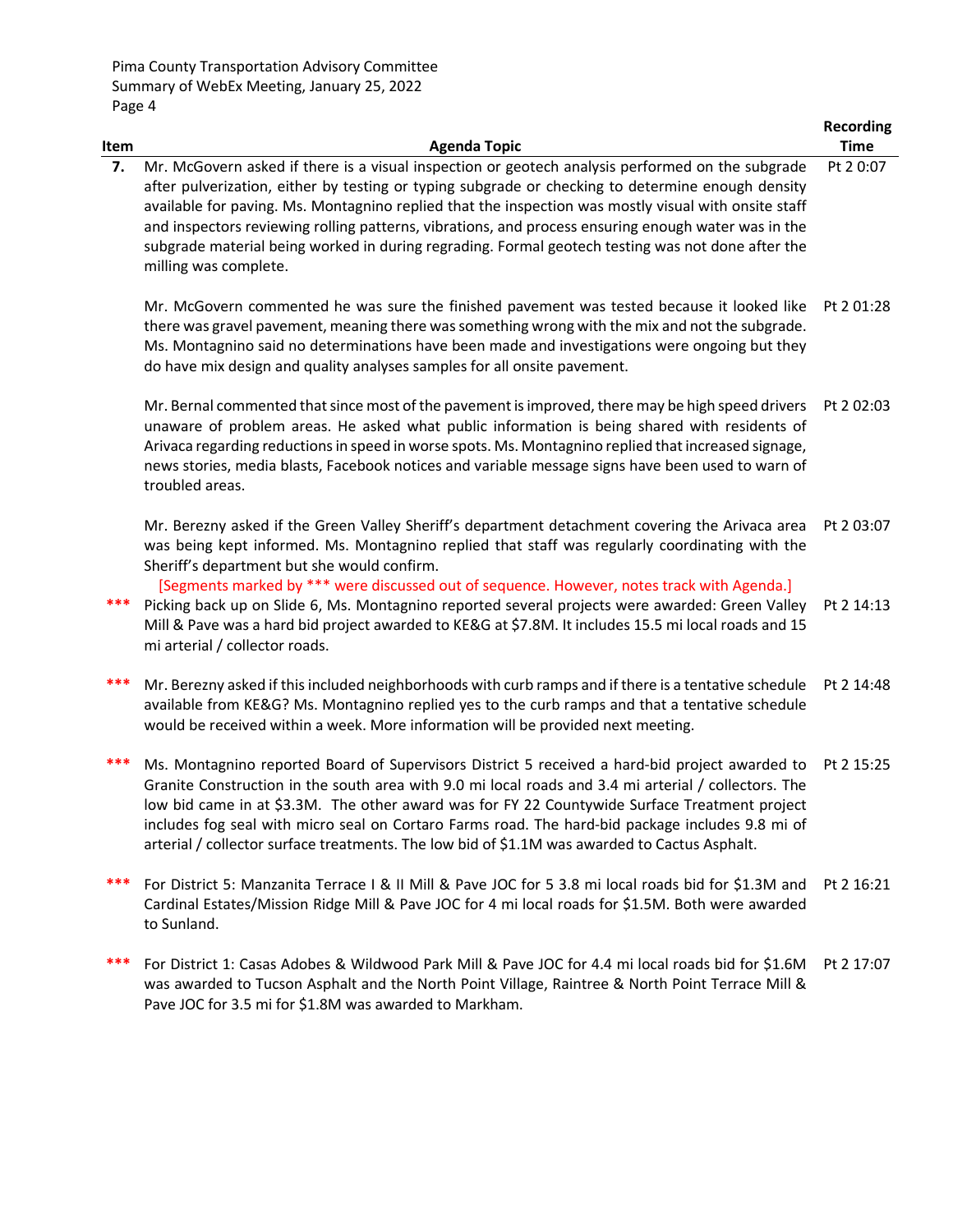| Item | Agenda Topic | Recording Time |
|---|---|---|
| **7.** | Mr. McGovern asked if there is a visual inspection or geotech analysis performed on the subgrade after pulverization, either by testing or typing subgrade or checking to determine enough density available for paving. Ms. Montagnino replied that the inspection was mostly visual with onsite staff and inspectors reviewing rolling patterns, vibrations, and process ensuring enough water was in the subgrade material being worked in during regrading. Formal geotech testing was not done after the milling was complete. | Pt 2 0:07 |
| | Mr. McGovern commented he was sure the finished pavement was tested because it looked like there was gravel pavement, meaning there was something wrong with the mix and not the subgrade. Ms. Montagnino said no determinations have been made and investigations were ongoing but they do have mix design and quality analyses samples for all onsite pavement. | Pt 2 01:28 |
| | Mr. Bernal commented that since most of the pavement is improved, there may be high speed drivers unaware of problem areas. He asked what public information is being shared with residents of Arivaca regarding reductions in speed in worse spots. Ms. Montagnino replied that increased signage, news stories, media blasts, Facebook notices and variable message signs have been used to warn of troubled areas. | Pt 2 02:03 |
| | Mr. Berezny asked if the Green Valley Sheriff's department detachment covering the Arivaca area was being kept informed. Ms. Montagnino replied that staff was regularly coordinating with the Sheriff's department but she would confirm. | Pt 2 03:07 |
| | [Segments marked by *** were discussed out of sequence. However, notes track with Agenda.] | |
| *** | Picking back up on Slide 6, Ms. Montagnino reported several projects were awarded: Green Valley Mill & Pave was a hard bid project awarded to KE&G at $7.8M. It includes 15.5 mi local roads and 15 mi arterial / collector roads. | Pt 2 14:13 |
| *** | Mr. Berezny asked if this included neighborhoods with curb ramps and if there is a tentative schedule available from KE&G? Ms. Montagnino replied yes to the curb ramps and that a tentative schedule would be received within a week. More information will be provided next meeting. | Pt 2 14:48 |
| *** | Ms. Montagnino reported Board of Supervisors District 5 received a hard-bid project awarded to Granite Construction in the south area with 9.0 mi local roads and 3.4 mi arterial / collectors. The low bid came in at $3.3M. The other award was for FY 22 Countywide Surface Treatment project includes fog seal with micro seal on Cortaro Farms road. The hard-bid package includes 9.8 mi of arterial / collector surface treatments. The low bid of $1.1M was awarded to Cactus Asphalt. | Pt 2 15:25 |
| *** | For District 5: Manzanita Terrace I & II Mill & Pave JOC for 5 3.8 mi local roads bid for $1.3M and Cardinal Estates/Mission Ridge Mill & Pave JOC for 4 mi local roads for $1.5M. Both were awarded to Sunland. | Pt 2 16:21 |
| *** | For District 1: Casas Adobes & Wildwood Park Mill & Pave JOC for 4.4 mi local roads bid for $1.6M was awarded to Tucson Asphalt and the North Point Village, Raintree & North Point Terrace Mill & Pave JOC for 3.5 mi for $1.8M was awarded to Markham. | Pt 2 17:07 |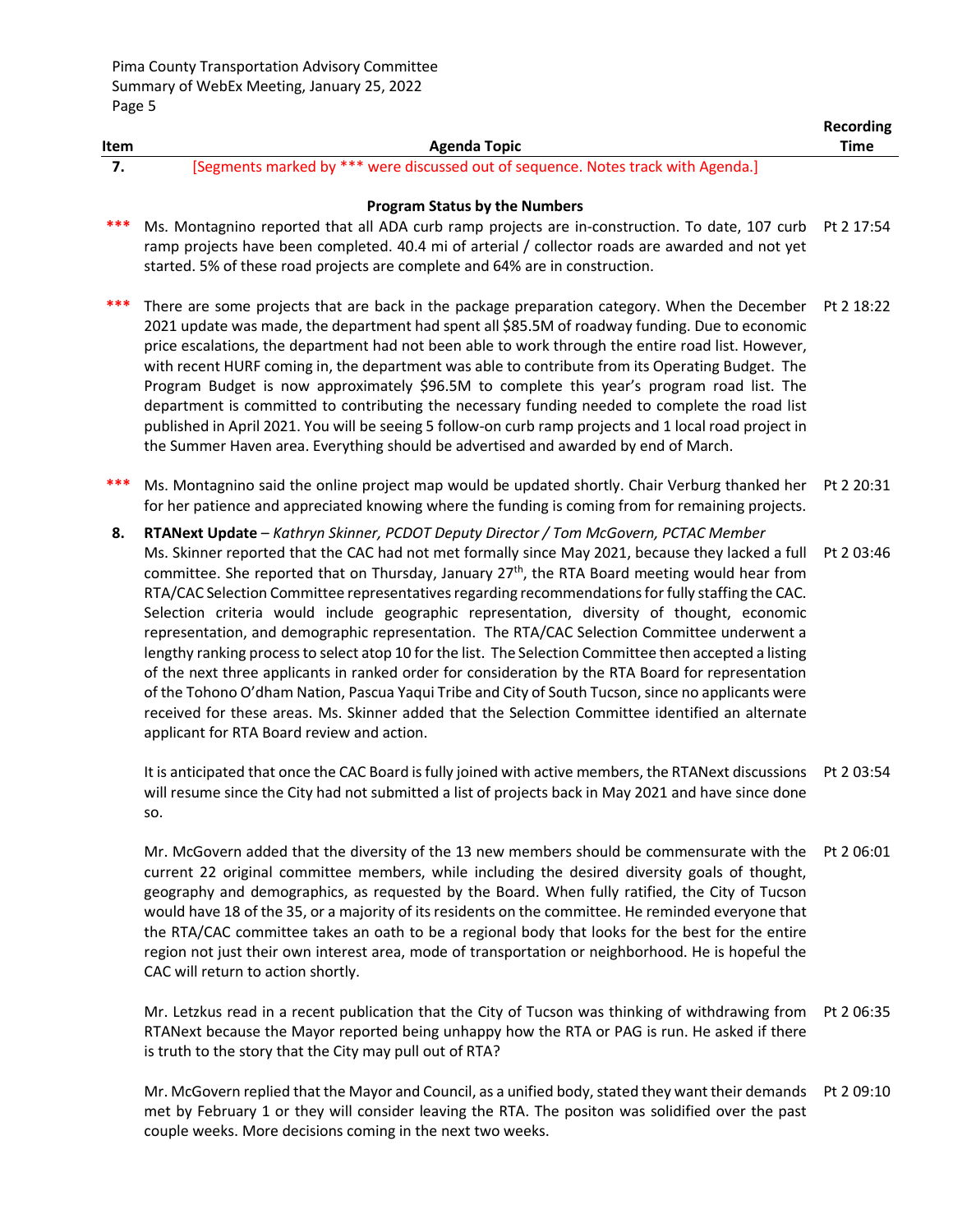| Item | Agenda Topic | Recording Time |
|---|---|---|
| 7. | [Segments marked by *** were discussed out of sequence. Notes track with Agenda.] | |
| | **Program Status by the Numbers** | |
| *** | Ms. Montagnino reported that all ADA curb ramp projects are in-construction. To date, 107 curb ramp projects have been completed. 40.4 mi of arterial / collector roads are awarded and not yet started. 5% of these road projects are complete and 64% are in construction. | Pt 2 17:54 |
| *** | There are some projects that are back in the package preparation category. When the December 2021 update was made, the department had spent all $85.5M of roadway funding. Due to economic price escalations, the department had not been able to work through the entire road list. However, with recent HURF coming in, the department was able to contribute from its Operating Budget. The Program Budget is now approximately $96.5M to complete this year's program road list. The department is committed to contributing the necessary funding needed to complete the road list published in April 2021. You will be seeing 5 follow-on curb ramp projects and 1 local road project in the Summer Haven area. Everything should be advertised and awarded by end of March. | Pt 2 18:22 |
| *** | Ms. Montagnino said the online project map would be updated shortly. Chair Verburg thanked her for her patience and appreciated knowing where the funding is coming from for remaining projects. | Pt 2 20:31 |
| 8. | **RTANext Update** – *Kathryn Skinner, PCDOT Deputy Director / Tom McGovern, PCTAC Member*<br>Ms. Skinner reported that the CAC had not met formally since May 2021, because they lacked a full committee. She reported that on Thursday, January 27th, the RTA Board meeting would hear from RTA/CAC Selection Committee representatives regarding recommendations for fully staffing the CAC. Selection criteria would include geographic representation, diversity of thought, economic representation, and demographic representation. The RTA/CAC Selection Committee underwent a lengthy ranking process to select atop 10 for the list. The Selection Committee then accepted a listing of the next three applicants in ranked order for consideration by the RTA Board for representation of the Tohono O'dham Nation, Pascua Yaqui Tribe and City of South Tucson, since no applicants were received for these areas. Ms. Skinner added that the Selection Committee identified an alternate applicant for RTA Board review and action. | Pt 2 03:46 |
| | It is anticipated that once the CAC Board is fully joined with active members, the RTANext discussions will resume since the City had not submitted a list of projects back in May 2021 and have since done so. | Pt 2 03:54 |
| | Mr. McGovern added that the diversity of the 13 new members should be commensurate with the current 22 original committee members, while including the desired diversity goals of thought, geography and demographics, as requested by the Board. When fully ratified, the City of Tucson would have 18 of the 35, or a majority of its residents on the committee. He reminded everyone that the RTA/CAC committee takes an oath to be a regional body that looks for the best for the entire region not just their own interest area, mode of transportation or neighborhood. He is hopeful the CAC will return to action shortly. | Pt 2 06:01 |
| | Mr. Letzkus read in a recent publication that the City of Tucson was thinking of withdrawing from RTANext because the Mayor reported being unhappy how the RTA or PAG is run. He asked if there is truth to the story that the City may pull out of RTA? | Pt 2 06:35 |
| | Mr. McGovern replied that the Mayor and Council, as a unified body, stated they want their demands met by February 1 or they will consider leaving the RTA. The positon was solidified over the past couple weeks. More decisions coming in the next two weeks. | Pt 2 09:10 |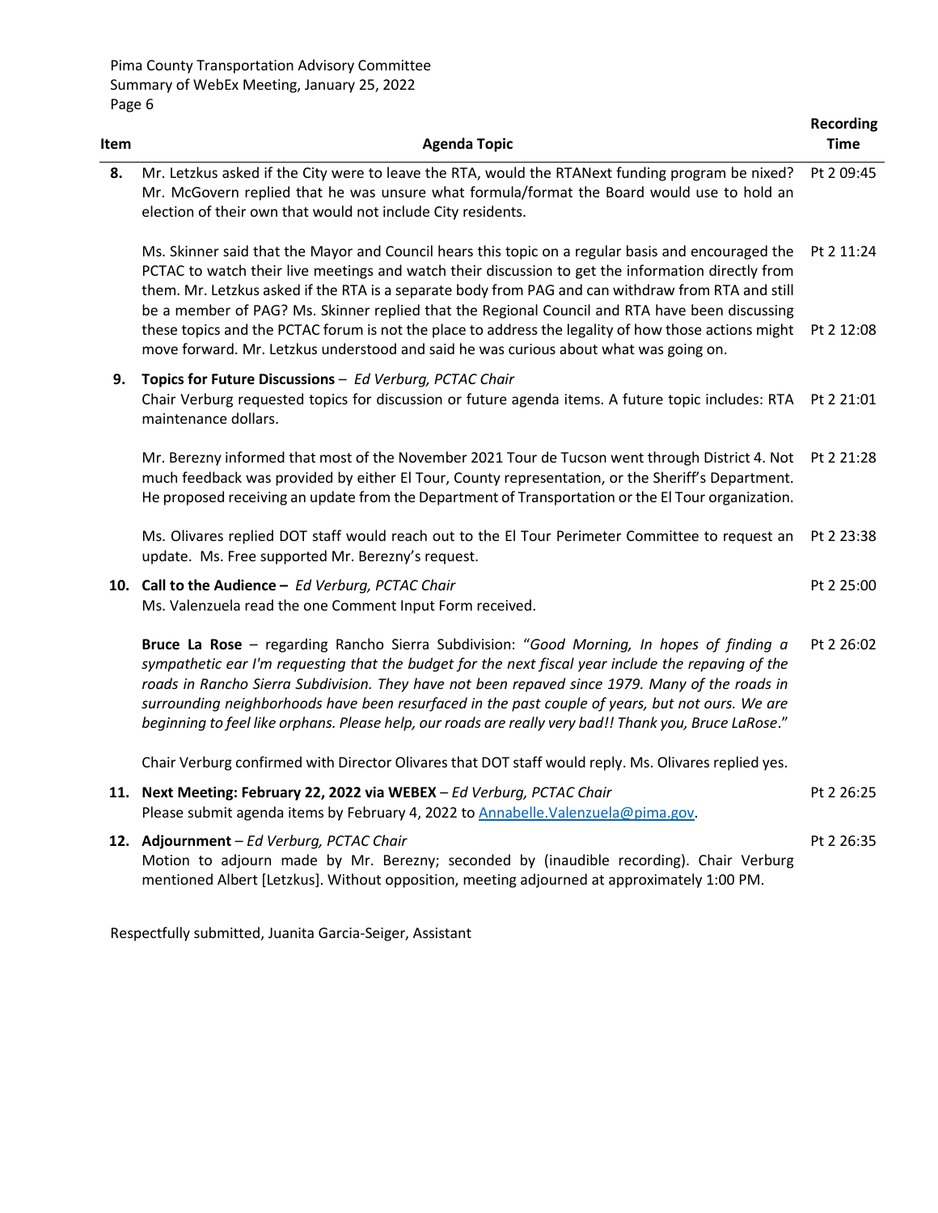| Item | Agenda Topic | Recording Time |
|---|---|---|
| **8.** | Mr. Letzkus asked if the City were to leave the RTA, would the RTANext funding program be nixed? Mr. McGovern replied that he was unsure what formula/format the Board would use to hold an election of their own that would not include City residents. | Pt 2 09:45 |
| | Ms. Skinner said that the Mayor and Council hears this topic on a regular basis and encouraged the PCTAC to watch their live meetings and watch their discussion to get the information directly from them. Mr. Letzkus asked if the RTA is a separate body from PAG and can withdraw from RTA and still be a member of PAG? Ms. Skinner replied that the Regional Council and RTA have been discussing these topics and the PCTAC forum is not the place to address the legality of how those actions might move forward. Mr. Letzkus understood and said he was curious about what was going on. | Pt 2 11:24<br>Pt 2 12:08 |
| **9.** | **Topics for Future Discussions** – *Ed Verburg, PCTAC Chair*<br>Chair Verburg requested topics for discussion or future agenda items. A future topic includes: RTA maintenance dollars. | Pt 2 21:01 |
| | Mr. Berezny informed that most of the November 2021 Tour de Tucson went through District 4. Not much feedback was provided by either El Tour, County representation, or the Sheriff's Department. He proposed receiving an update from the Department of Transportation or the El Tour organization. | Pt 2 21:28 |
| | Ms. Olivares replied DOT staff would reach out to the El Tour Perimeter Committee to request an update. Ms. Free supported Mr. Berezny's request. | Pt 2 23:38 |
| **10.** | **Call to the Audience –** *Ed Verburg, PCTAC Chair*<br>Ms. Valenzuela read the one Comment Input Form received. | Pt 2 25:00 |
| | **Bruce La Rose** – regarding Rancho Sierra Subdivision: "*Good Morning, In hopes of finding a sympathetic ear I'm requesting that the budget for the next fiscal year include the repaving of the roads in Rancho Sierra Subdivision. They have not been repaved since 1979. Many of the roads in surrounding neighborhoods have been resurfaced in the past couple of years, but not ours. We are beginning to feel like orphans. Please help, our roads are really very bad!! Thank you, Bruce LaRose*." | Pt 2 26:02 |
| | Chair Verburg confirmed with Director Olivares that DOT staff would reply. Ms. Olivares replied yes. | |
| **11.** | **Next Meeting: February 22, 2022 via WEBEX** – *Ed Verburg, PCTAC Chair*<br>Please submit agenda items by February 4, 2022 to Annabelle.Valenzuela@pima.gov. | Pt 2 26:25 |
| **12.** | **Adjournment** – *Ed Verburg, PCTAC Chair*<br>Motion to adjourn made by Mr. Berezny; seconded by (inaudible recording). Chair Verburg mentioned Albert [Letzkus]. Without opposition, meeting adjourned at approximately 1:00 PM. | Pt 2 26:35 |

Respectfully submitted, Juanita Garcia-Seiger, Assistant